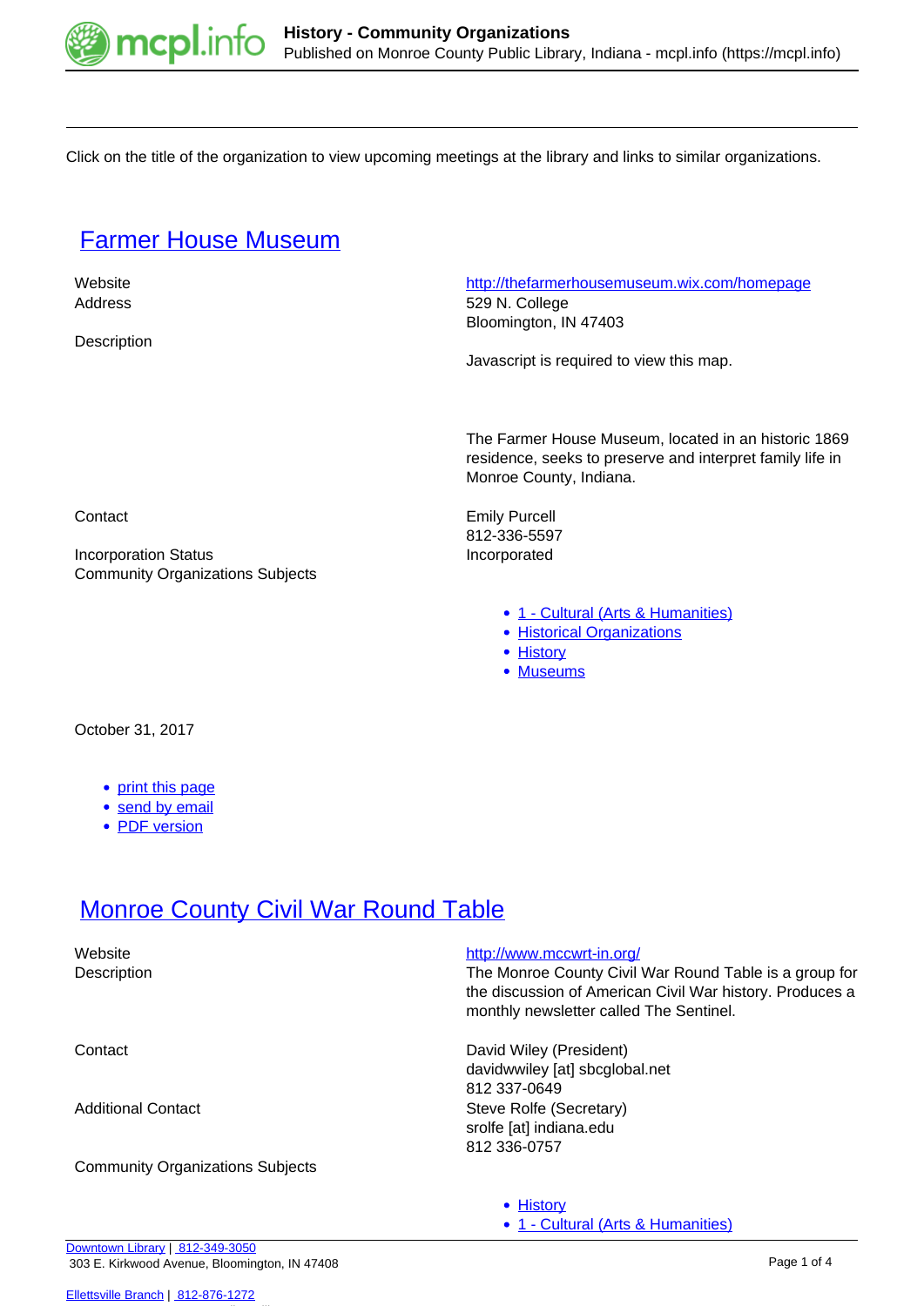Click on the title of the organization to view upcoming meetings at the library and links to similar organizations.

## Farmer House Museum

| | |
|---|---|
| Website | http://thefarmerhousemuseum.wix.com/homepage |
| Address | 529 N. College<br>Bloomington, IN 47403 |
| Description | Javascript is required to view this map.<br><br>The Farmer House Museum, located in an historic 1869 residence, seeks to preserve and interpret family life in Monroe County, Indiana. |
| Contact | Emily Purcell<br>812-336-5597 |
| Incorporation Status | Incorporated |
| Community Organizations Subjects | |

- 1 - Cultural (Arts & Humanities)
- Historical Organizations
- History
- Museums

October 31, 2017

- print this page
- send by email
- PDF version

## Monroe County Civil War Round Table

| | |
|---|---|
| Website | http://www.mccwrt-in.org/ |
| Description | The Monroe County Civil War Round Table is a group for the discussion of American Civil War history. Produces a monthly newsletter called The Sentinel. |
| Contact | David Wiley (President)<br>davidwwiley [at] sbcglobal.net<br>812 337-0649 |
| Additional Contact | Steve Rolfe (Secretary)<br>srolfe [at] indiana.edu<br>812 336-0757 |
| Community Organizations Subjects | |

- History
- 1 - Cultural (Arts & Humanities)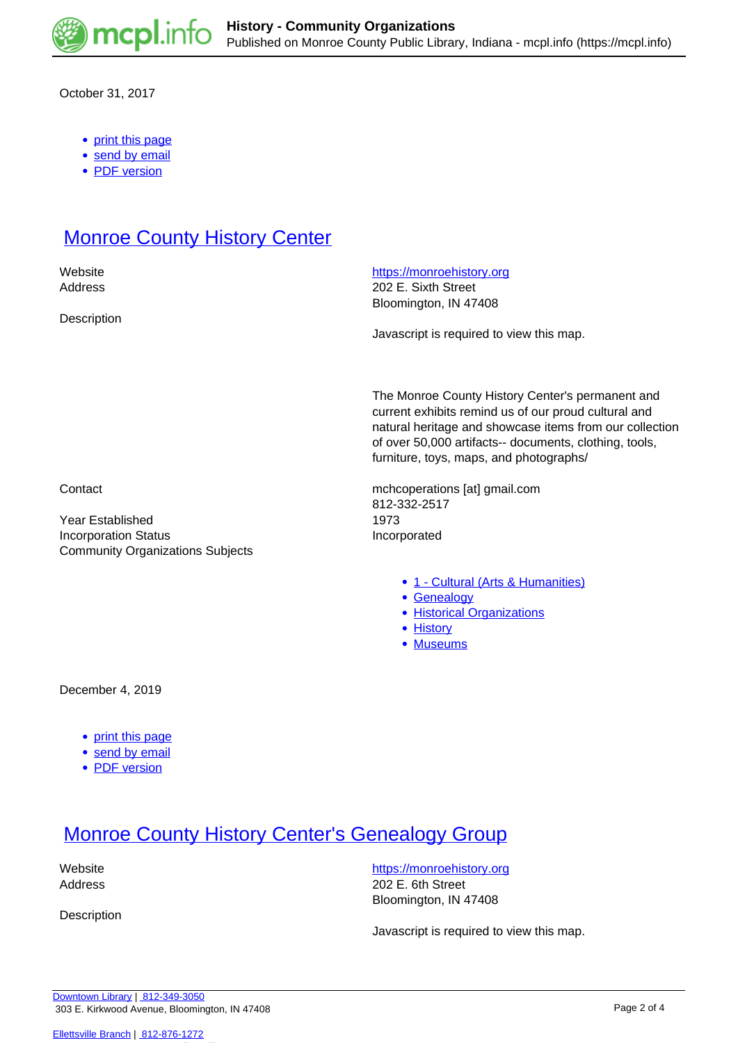October 31, 2017

- print this page
- send by email
- PDF version

## Monroe County History Center

| | |
|---|---|
| Website | https://monroehistory.org |
| Address | 202 E. Sixth Street<br>Bloomington, IN 47408 |
| Description | Javascript is required to view this map.<br><br>The Monroe County History Center's permanent and current exhibits remind us of our proud cultural and natural heritage and showcase items from our collection of over 50,000 artifacts-- documents, clothing, tools, furniture, toys, maps, and photographs/ |
| Contact | mchcoperations [at] gmail.com<br>812-332-2517 |
| Year Established | 1973 |
| Incorporation Status | Incorporated |
| Community Organizations Subjects | |

- 1 - Cultural (Arts & Humanities)
- Genealogy
- Historical Organizations
- History
- Museums

December 4, 2019

- print this page
- send by email
- PDF version

## Monroe County History Center's Genealogy Group

| | |
|---|---|
| Website | https://monroehistory.org |
| Address | 202 E. 6th Street<br>Bloomington, IN 47408 |
| Description | Javascript is required to view this map. |

Downtown Library | 812-349-3050
303 E. Kirkwood Avenue, Bloomington, IN 47408

Ellettsville Branch | 812-876-1272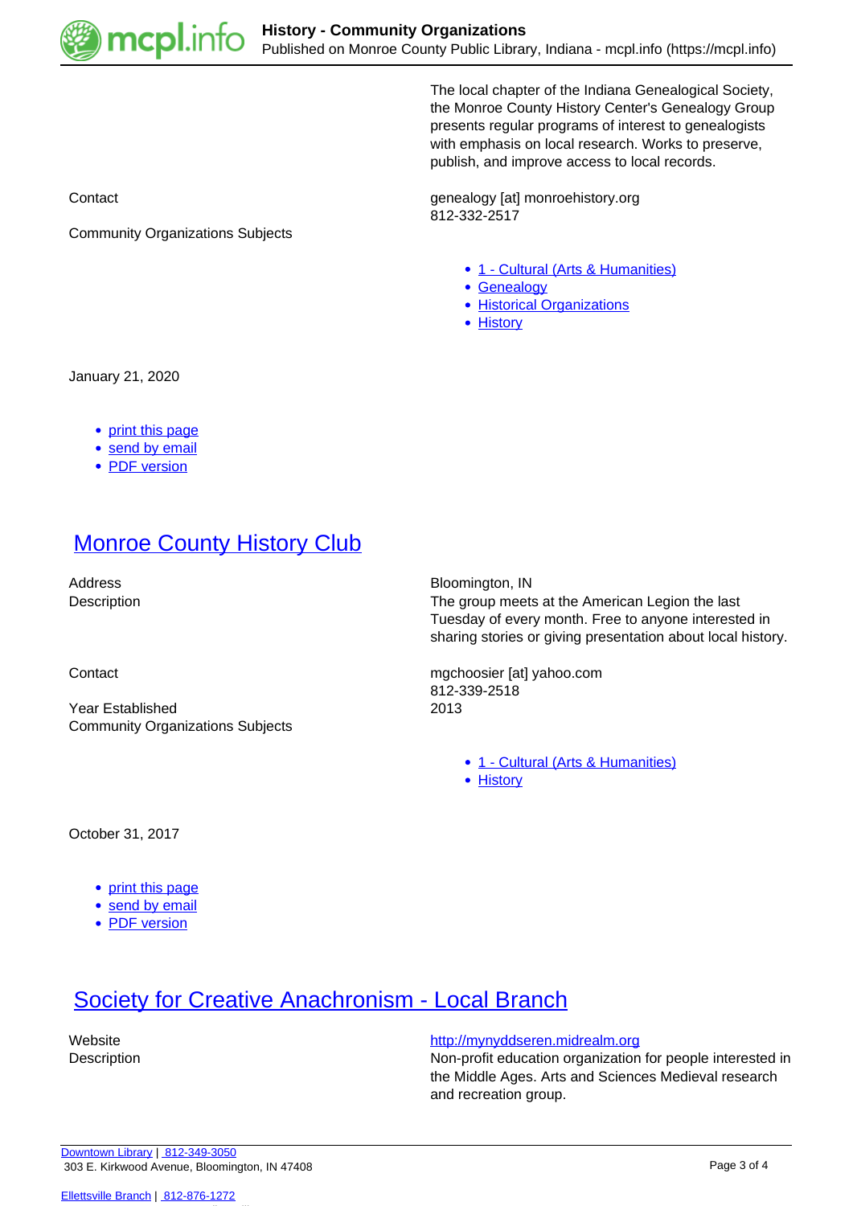The local chapter of the Indiana Genealogical Society, the Monroe County History Center's Genealogy Group presents regular programs of interest to genealogists with emphasis on local research. Works to preserve, publish, and improve access to local records.

Contact

genealogy [at] monroehistory.org
812-332-2517

Community Organizations Subjects

- 1 - Cultural (Arts & Humanities)
- Genealogy
- Historical Organizations
- History

January 21, 2020

- print this page
- send by email
- PDF version

## Monroe County History Club

Address

Bloomington, IN

Description

The group meets at the American Legion the last Tuesday of every month. Free to anyone interested in sharing stories or giving presentation about local history.

Contact

mgchoosier [at] yahoo.com
812-339-2518

Year Established

2013

Community Organizations Subjects

- 1 - Cultural (Arts & Humanities)
- History

October 31, 2017

- print this page
- send by email
- PDF version

## Society for Creative Anachronism - Local Branch

Website

http://mynyddseren.midrealm.org

Description

Non-profit education organization for people interested in the Middle Ages. Arts and Sciences Medieval research and recreation group.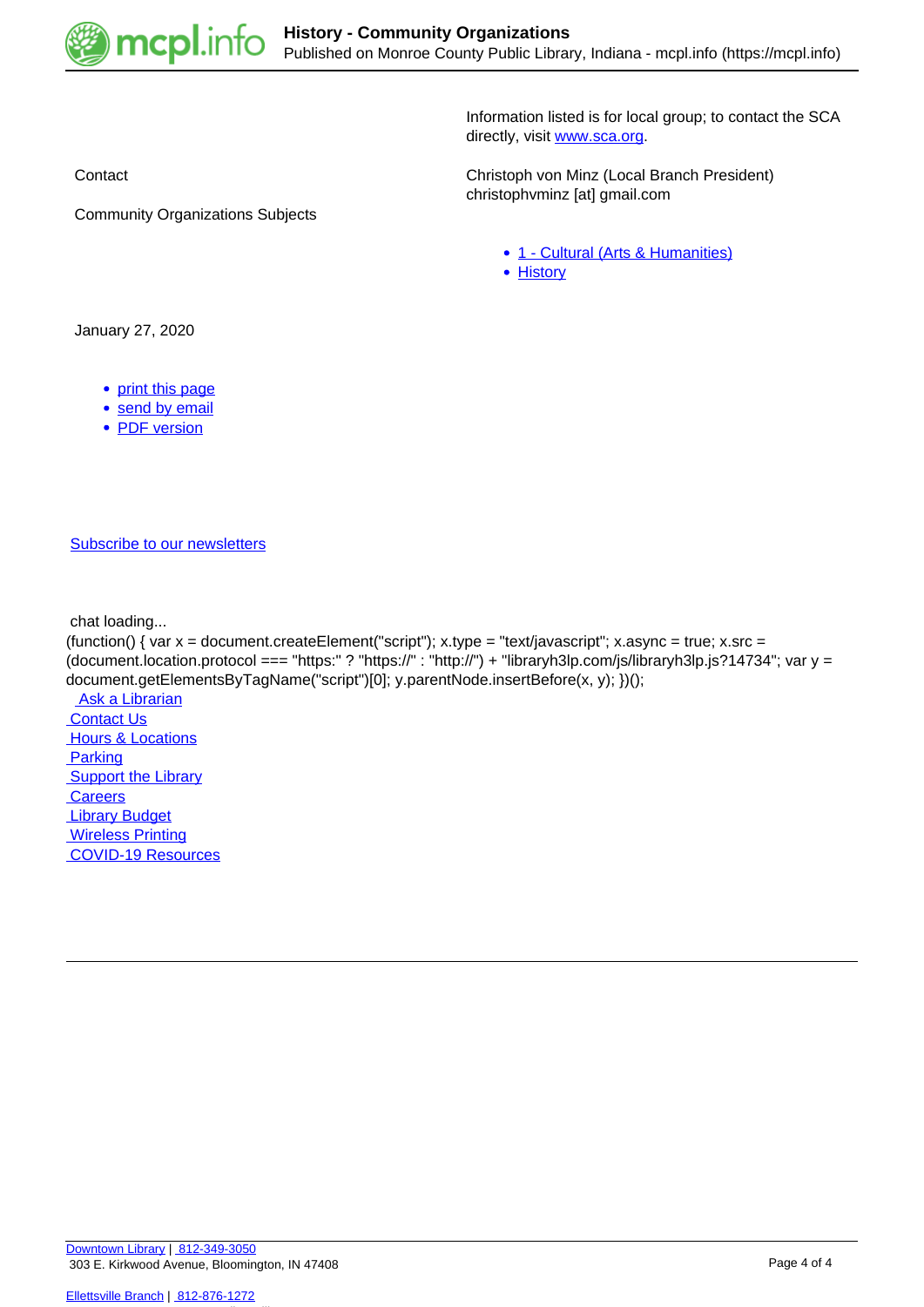Information listed is for local group; to contact the SCA directly, visit www.sca.org.

Contact

Christoph von Minz (Local Branch President)
christophvminz [at] gmail.com

Community Organizations Subjects

- 1 - Cultural (Arts & Humanities)
- History

January 27, 2020

- print this page
- send by email
- PDF version

Subscribe to our newsletters

chat loading...

(function() { var x = document.createElement("script"); x.type = "text/javascript"; x.async = true; x.src = (document.location.protocol === "https:" ? "https://" : "http://") + "libraryh3lp.com/js/libraryh3lp.js?14734"; var y = document.getElementsByTagName("script")[0]; y.parentNode.insertBefore(x, y); })();

Ask a Librarian
Contact Us
Hours & Locations
Parking
Support the Library
Careers
Library Budget
Wireless Printing
COVID-19 Resources

Downtown Library | 812-349-3050
303 E. Kirkwood Avenue, Bloomington, IN 47408

Ellettsville Branch | 812-876-1272